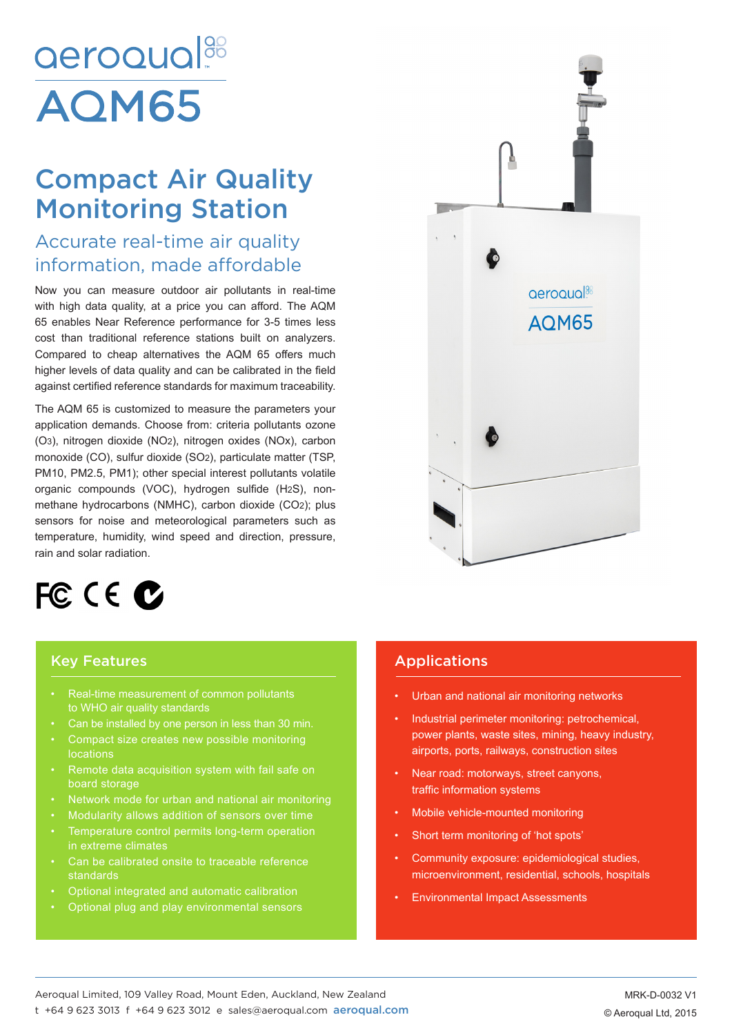aeroqual

# AQM65

## Compact Air Quality Monitoring Station

### Accurate real-time air quality information, made affordable

Now you can measure outdoor air pollutants in real-time with high data quality, at a price you can afford. The AQM 65 enables Near Reference performance for 3-5 times less cost than traditional reference stations built on analyzers. Compared to cheap alternatives the AQM 65 offers much higher levels of data quality and can be calibrated in the field against certified reference standards for maximum traceability.

The AQM 65 is customized to measure the parameters your application demands. Choose from: criteria pollutants ozone ($O_3$), nitrogen dioxide ($NO_2$), nitrogen oxides (NOx), carbon monoxide (CO), sulfur dioxide ($SO_2$), particulate matter (TSP, PM10, PM2.5, PM1); other special interest pollutants volatile organic compounds (VOC), hydrogen sulfide ($H_2S$), non-methane hydrocarbons (NMHC), carbon dioxide ($CO_2$); plus sensors for noise and meteorological parameters such as temperature, humidity, wind speed and direction, pressure, rain and solar radiation.

## Key Features

- Real-time measurement of common pollutants to WHO air quality standards
- Can be installed by one person in less than 30 min.
- Compact size creates new possible monitoring locations
- Remote data acquisition system with fail safe on board storage
- Network mode for urban and national air monitoring
- Modularity allows addition of sensors over time
- Temperature control permits long-term operation in extreme climates
- Can be calibrated onsite to traceable reference standards
- Optional integrated and automatic calibration
- Optional plug and play environmental sensors

## Applications

- Urban and national air monitoring networks
- Industrial perimeter monitoring: petrochemical, power plants, waste sites, mining, heavy industry, airports, ports, railways, construction sites
- Near road: motorways, street canyons, traffic information systems
- Mobile vehicle-mounted monitoring
- Short term monitoring of 'hot spots'
- Community exposure: epidemiological studies, microenvironment, residential, schools, hospitals
- Environmental Impact Assessments

Aeroqual Limited, 109 Valley Road, Mount Eden, Auckland, New Zealand
t +64 9 623 3013 f +64 9 623 3012 e sales@aeroqual.com **aeroqual.com**

MRK-D-0032 V1
© Aeroqual Ltd, 2015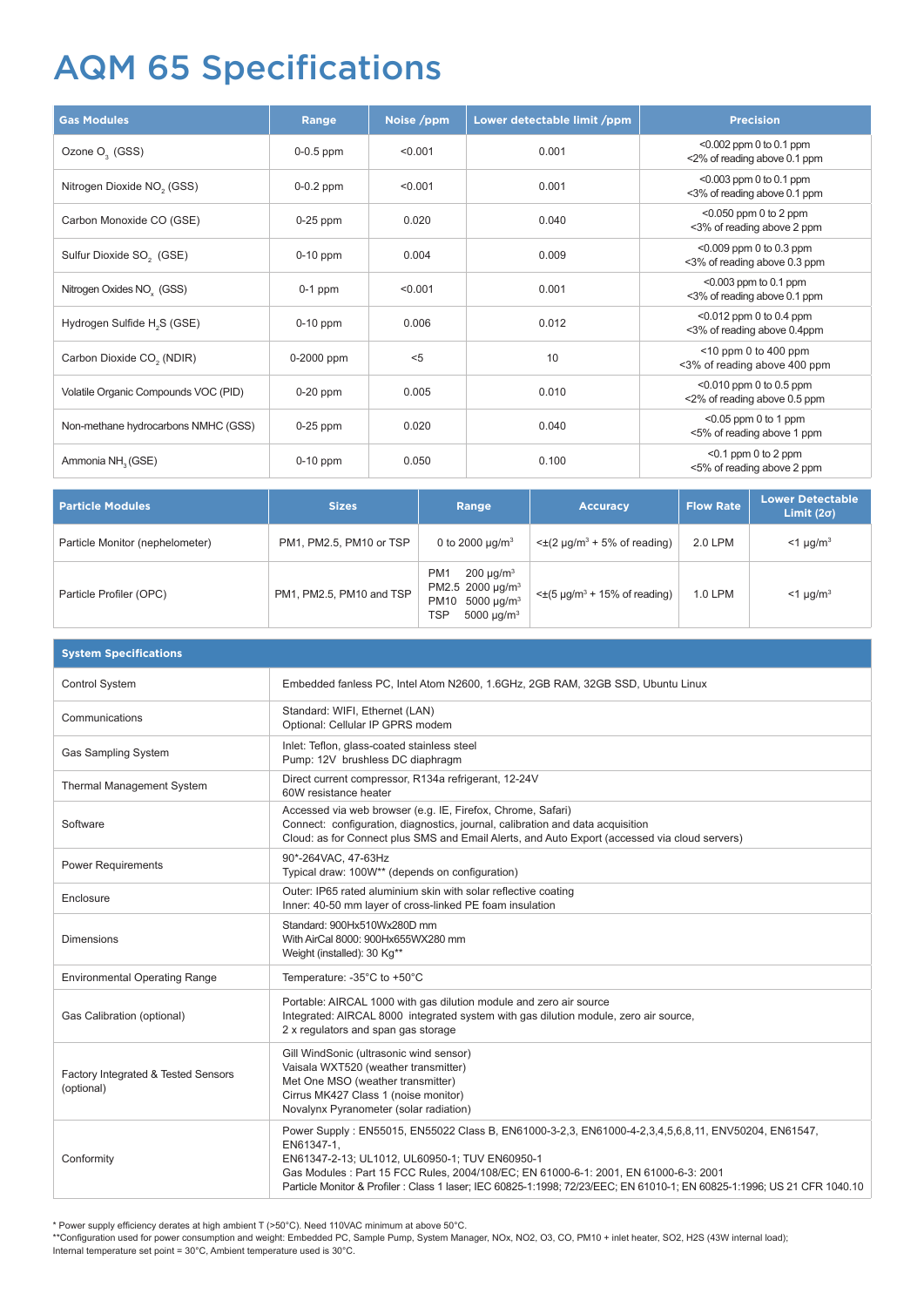# AQM 65 Specifications

| Gas Modules | Range | Noise /ppm | Lower detectable limit /ppm | Precision |
|---|---|---|---|---|
| Ozone $O_3$ (GSS) | 0-0.5 ppm | <0.001 | 0.001 | <0.002 ppm 0 to 0.1 ppm<br><2% of reading above 0.1 ppm |
| Nitrogen Dioxide $NO_2$ (GSS) | 0-0.2 ppm | <0.001 | 0.001 | <0.003 ppm 0 to 0.1 ppm<br><3% of reading above 0.1 ppm |
| Carbon Monoxide CO (GSE) | 0-25 ppm | 0.020 | 0.040 | <0.050 ppm 0 to 2 ppm<br><3% of reading above 2 ppm |
| Sulfur Dioxide $SO_2$ (GSE) | 0-10 ppm | 0.004 | 0.009 | <0.009 ppm 0 to 0.3 ppm<br><3% of reading above 0.3 ppm |
| Nitrogen Oxides $NO_x$ (GSS) | 0-1 ppm | <0.001 | 0.001 | <0.003 ppm to 0.1 ppm<br><3% of reading above 0.1 ppm |
| Hydrogen Sulfide $H_2S$ (GSE) | 0-10 ppm | 0.006 | 0.012 | <0.012 ppm 0 to 0.4 ppm<br><3% of reading above 0.4ppm |
| Carbon Dioxide $CO_2$ (NDIR) | 0-2000 ppm | <5 | 10 | <10 ppm 0 to 400 ppm<br><3% of reading above 400 ppm |
| Volatile Organic Compounds VOC (PID) | 0-20 ppm | 0.005 | 0.010 | <0.010 ppm 0 to 0.5 ppm<br><2% of reading above 0.5 ppm |
| Non-methane hydrocarbons NMHC (GSS) | 0-25 ppm | 0.020 | 0.040 | <0.05 ppm 0 to 1 ppm<br><5% of reading above 1 ppm |
| Ammonia $NH_3$ (GSE) | 0-10 ppm | 0.050 | 0.100 | <0.1 ppm 0 to 2 ppm<br><5% of reading above 2 ppm |

| Particle Modules | Sizes | Range | Accuracy | Flow Rate | Lower Detectable Limit (2σ) |
|---|---|---|---|---|---|
| Particle Monitor (nephelometer) | PM1, PM2.5, PM10 or TSP | 0 to 2000 μg/m³ | <±(2 μg/m³ + 5% of reading) | 2.0 LPM | <1 μg/m³ |
| Particle Profiler (OPC) | PM1, PM2.5, PM10 and TSP | PM1 200 μg/m³<br>PM2.5 2000 μg/m³<br>PM10 5000 μg/m³<br>TSP 5000 μg/m³ | <±(5 μg/m³ + 15% of reading) | 1.0 LPM | <1 μg/m³ |

| System Specifications | |
|---|---|
| Control System | Embedded fanless PC, Intel Atom N2600, 1.6GHz, 2GB RAM, 32GB SSD, Ubuntu Linux |
| Communications | Standard: WIFI, Ethernet (LAN)<br>Optional: Cellular IP GPRS modem |
| Gas Sampling System | Inlet: Teflon, glass-coated stainless steel<br>Pump: 12V brushless DC diaphragm |
| Thermal Management System | Direct current compressor, R134a refrigerant, 12-24V<br>60W resistance heater |
| Software | Accessed via web browser (e.g. IE, Firefox, Chrome, Safari)<br>Connect: configuration, diagnostics, journal, calibration and data acquisition<br>Cloud: as for Connect plus SMS and Email Alerts, and Auto Export (accessed via cloud servers) |
| Power Requirements | 90*-264VAC, 47-63Hz<br>Typical draw: 100W** (depends on configuration) |
| Enclosure | Outer: IP65 rated aluminium skin with solar reflective coating<br>Inner: 40-50 mm layer of cross-linked PE foam insulation |
| Dimensions | Standard: 900Hx510Wx280D mm<br>With AirCal 8000: 900Hx655WX280 mm<br>Weight (installed): 30 Kg** |
| Environmental Operating Range | Temperature: -35°C to +50°C |
| Gas Calibration (optional) | Portable: AIRCAL 1000 with gas dilution module and zero air source<br>Integrated: AIRCAL 8000 integrated system with gas dilution module, zero air source,<br>2 x regulators and span gas storage |
| Factory Integrated & Tested Sensors (optional) | Gill WindSonic (ultrasonic wind sensor)<br>Vaisala WXT520 (weather transmitter)<br>Met One MSO (weather transmitter)<br>Cirrus MK427 Class 1 (noise monitor)<br>Novalynx Pyranometer (solar radiation) |
| Conformity | Power Supply : EN55015, EN55022 Class B, EN61000-3-2,3, EN61000-4-2,3,4,5,6,8,11, ENV50204, EN61547, EN61347-1,<br>EN61347-2-13; UL1012, UL60950-1; TUV EN60950-1<br>Gas Modules : Part 15 FCC Rules, 2004/108/EC; EN 61000-6-1: 2001, EN 61000-6-3: 2001<br>Particle Monitor & Profiler : Class 1 laser; IEC 60825-1:1998; 72/23/EEC; EN 61010-1; EN 60825-1:1996; US 21 CFR 1040.10 |

\* Power supply efficiency derates at high ambient T (>50°C). Need 110VAC minimum at above 50°C.
**Configuration used for power consumption and weight: Embedded PC, Sample Pump, System Manager, NOx, NO2, O3, CO, PM10 + inlet heater, SO2, H2S (43W internal load); Internal temperature set point = 30°C, Ambient temperature used is 30°C.